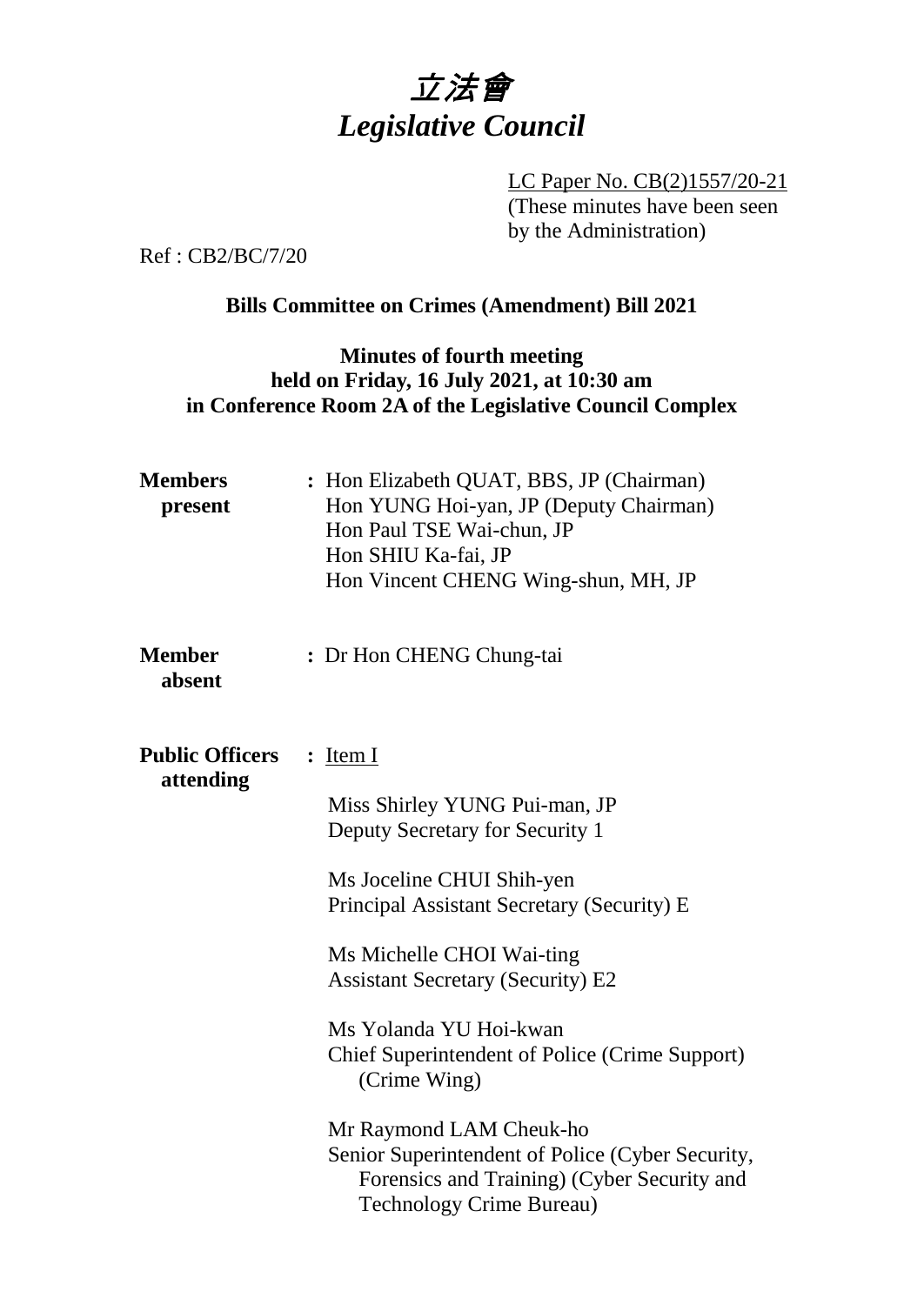# 立法會
# *Legislative Council*

LC Paper No. CB(2)1557/20-21
(These minutes have been seen by the Administration)

Ref : CB2/BC/7/20

**Bills Committee on Crimes (Amendment) Bill 2021**

**Minutes of fourth meeting held on Friday, 16 July 2021, at 10:30 am in Conference Room 2A of the Legislative Council Complex**

**Members present** : Hon Elizabeth QUAT, BBS, JP (Chairman)
Hon YUNG Hoi-yan, JP (Deputy Chairman)
Hon Paul TSE Wai-chun, JP
Hon SHIU Ka-fai, JP
Hon Vincent CHENG Wing-shun, MH, JP

**Member absent** : Dr Hon CHENG Chung-tai

**Public Officers attending** : Item I

Miss Shirley YUNG Pui-man, JP
Deputy Secretary for Security 1

Ms Joceline CHUI Shih-yen
Principal Assistant Secretary (Security) E

Ms Michelle CHOI Wai-ting
Assistant Secretary (Security) E2

Ms Yolanda YU Hoi-kwan
Chief Superintendent of Police (Crime Support) (Crime Wing)

Mr Raymond LAM Cheuk-ho
Senior Superintendent of Police (Cyber Security, Forensics and Training) (Cyber Security and Technology Crime Bureau)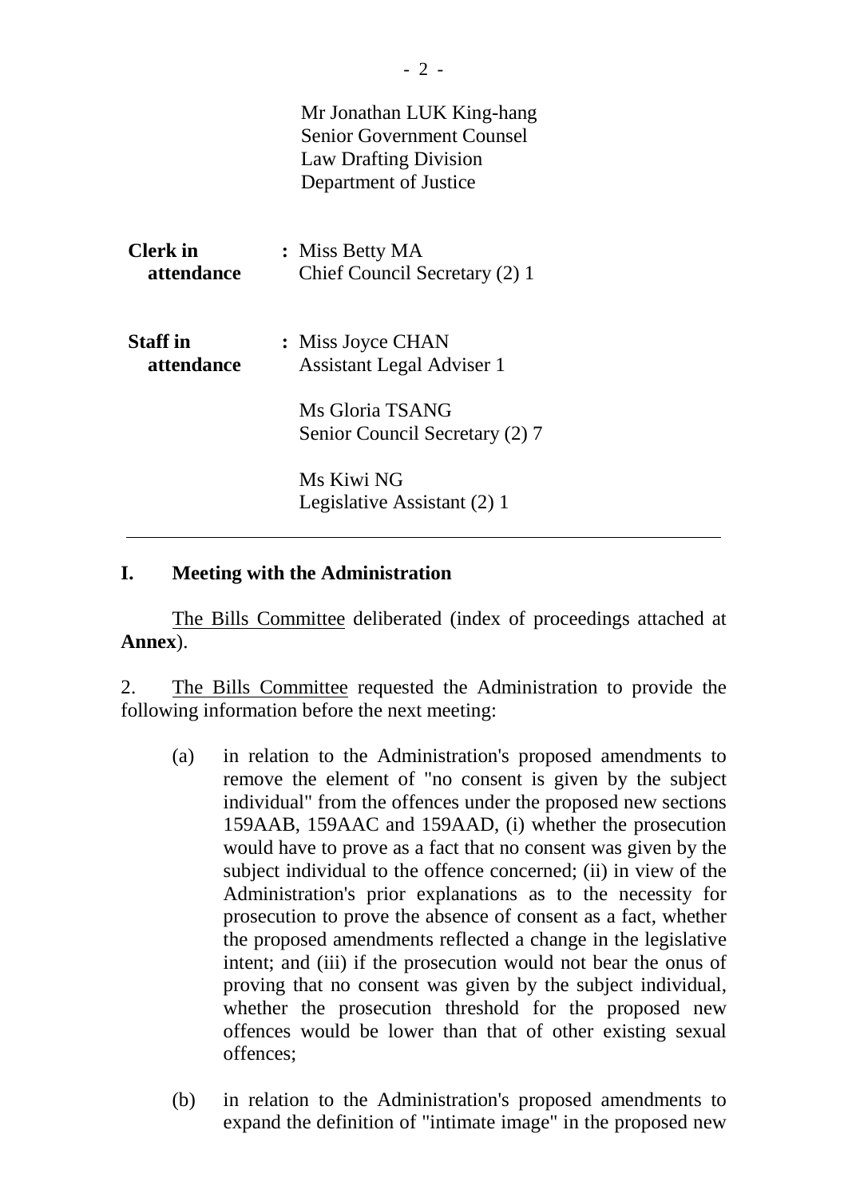Mr Jonathan LUK King-hang
Senior Government Counsel
Law Drafting Division
Department of Justice

| | |
|---|---|
| **Clerk in attendance** | : Miss Betty MA<br>Chief Council Secretary (2) 1 |
| **Staff in attendance** | : Miss Joyce CHAN<br>Assistant Legal Adviser 1<br><br>Ms Gloria TSANG<br>Senior Council Secretary (2) 7<br><br>Ms Kiwi NG<br>Legislative Assistant (2) 1 |

---

## I. Meeting with the Administration

The Bills Committee deliberated (index of proceedings attached at **Annex**).

2. The Bills Committee requested the Administration to provide the following information before the next meeting:

(a) in relation to the Administration's proposed amendments to remove the element of "no consent is given by the subject individual" from the offences under the proposed new sections 159AAB, 159AAC and 159AAD, (i) whether the prosecution would have to prove as a fact that no consent was given by the subject individual to the offence concerned; (ii) in view of the Administration's prior explanations as to the necessity for prosecution to prove the absence of consent as a fact, whether the proposed amendments reflected a change in the legislative intent; and (iii) if the prosecution would not bear the onus of proving that no consent was given by the subject individual, whether the prosecution threshold for the proposed new offences would be lower than that of other existing sexual offences;

(b) in relation to the Administration's proposed amendments to expand the definition of "intimate image" in the proposed new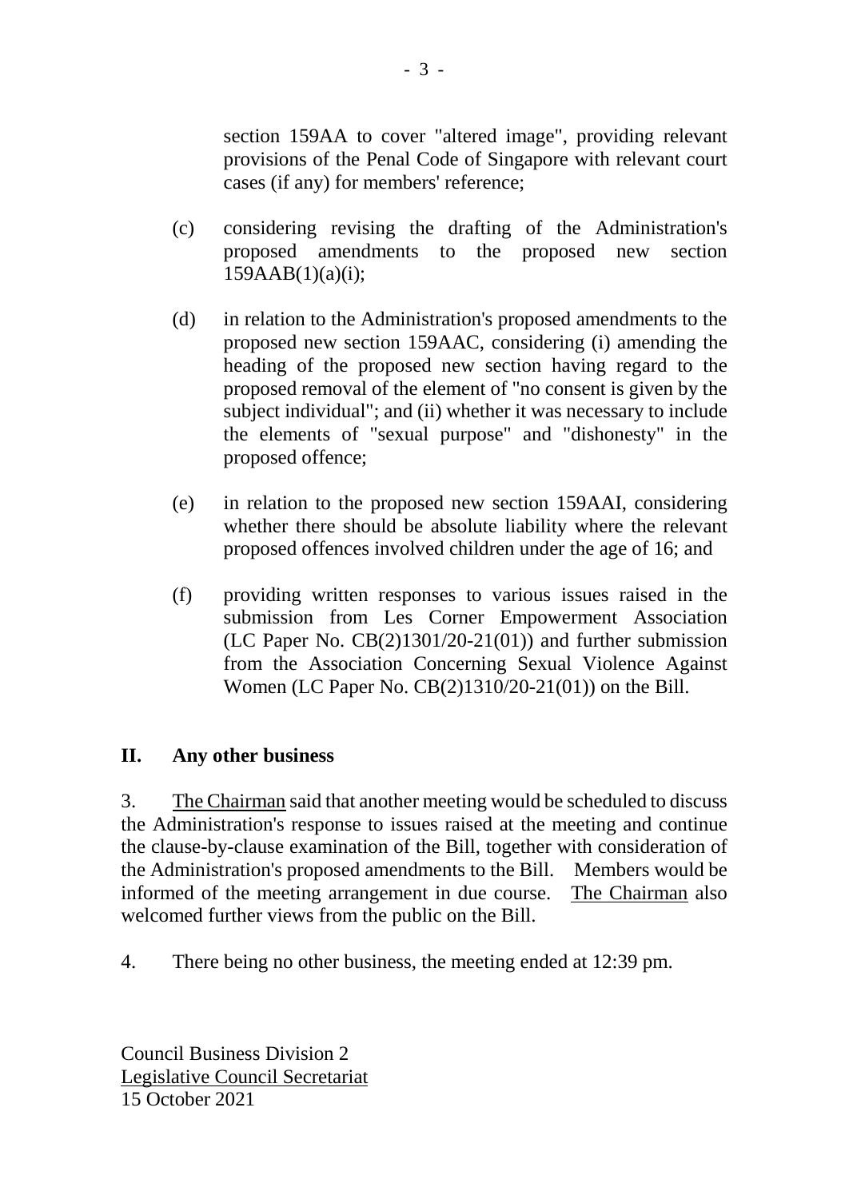section 159AA to cover "altered image", providing relevant provisions of the Penal Code of Singapore with relevant court cases (if any) for members' reference;

(c) considering revising the drafting of the Administration's proposed amendments to the proposed new section 159AAB(1)(a)(i);

(d) in relation to the Administration's proposed amendments to the proposed new section 159AAC, considering (i) amending the heading of the proposed new section having regard to the proposed removal of the element of "no consent is given by the subject individual"; and (ii) whether it was necessary to include the elements of "sexual purpose" and "dishonesty" in the proposed offence;

(e) in relation to the proposed new section 159AAI, considering whether there should be absolute liability where the relevant proposed offences involved children under the age of 16; and

(f) providing written responses to various issues raised in the submission from Les Corner Empowerment Association (LC Paper No. CB(2)1301/20-21(01)) and further submission from the Association Concerning Sexual Violence Against Women (LC Paper No. CB(2)1310/20-21(01)) on the Bill.

## II. Any other business

3. The Chairman said that another meeting would be scheduled to discuss the Administration's response to issues raised at the meeting and continue the clause-by-clause examination of the Bill, together with consideration of the Administration's proposed amendments to the Bill. Members would be informed of the meeting arrangement in due course. The Chairman also welcomed further views from the public on the Bill.

4. There being no other business, the meeting ended at 12:39 pm.

Council Business Division 2
Legislative Council Secretariat
15 October 2021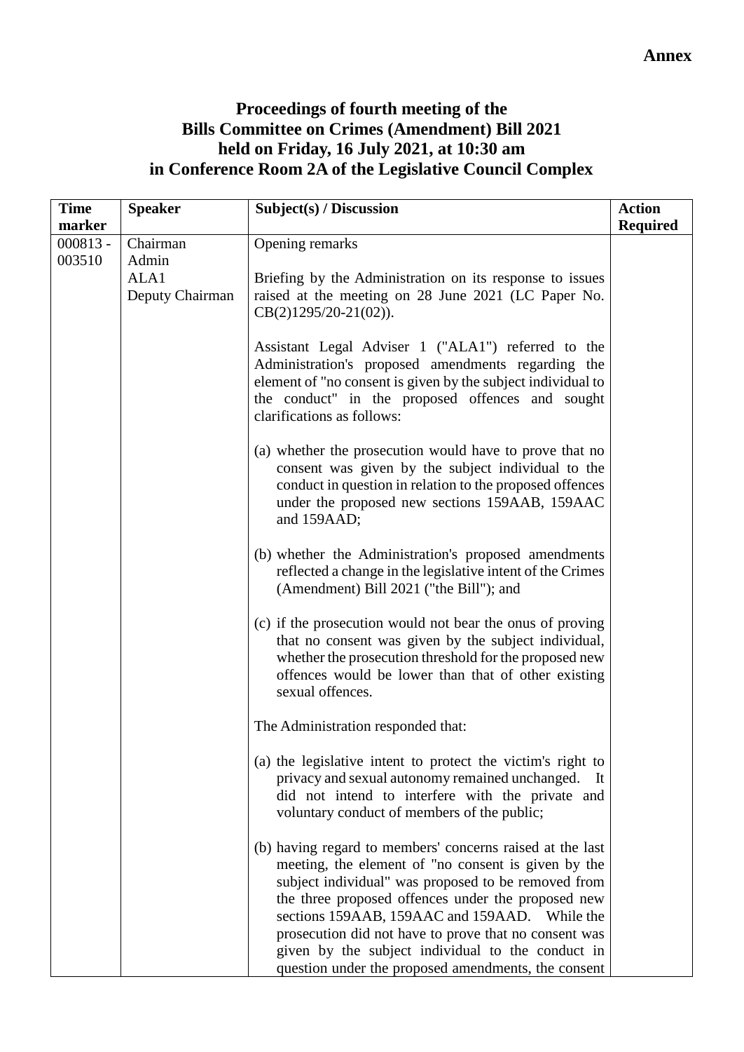**Annex**

# Proceedings of fourth meeting of the Bills Committee on Crimes (Amendment) Bill 2021 held on Friday, 16 July 2021, at 10:30 am in Conference Room 2A of the Legislative Council Complex

| Time marker | Speaker | Subject(s) / Discussion | Action Required |
|---|---|---|---|
| 000813 - 003510 | Chairman<br>Admin<br>ALA1<br>Deputy Chairman | Opening remarks<br><br>Briefing by the Administration on its response to issues raised at the meeting on 28 June 2021 (LC Paper No. CB(2)1295/20-21(02)).<br><br>Assistant Legal Adviser 1 ("ALA1") referred to the Administration's proposed amendments regarding the element of "no consent is given by the subject individual to the conduct" in the proposed offences and sought clarifications as follows:<br><br>(a) whether the prosecution would have to prove that no consent was given by the subject individual to the conduct in question in relation to the proposed offences under the proposed new sections 159AAB, 159AAC and 159AAD;<br><br>(b) whether the Administration's proposed amendments reflected a change in the legislative intent of the Crimes (Amendment) Bill 2021 ("the Bill"); and<br><br>(c) if the prosecution would not bear the onus of proving that no consent was given by the subject individual, whether the prosecution threshold for the proposed new offences would be lower than that of other existing sexual offences.<br><br>The Administration responded that:<br><br>(a) the legislative intent to protect the victim's right to privacy and sexual autonomy remained unchanged. It did not intend to interfere with the private and voluntary conduct of members of the public;<br><br>(b) having regard to members' concerns raised at the last meeting, the element of "no consent is given by the subject individual" was proposed to be removed from the three proposed offences under the proposed new sections 159AAB, 159AAC and 159AAD. While the prosecution did not have to prove that no consent was given by the subject individual to the conduct in question under the proposed amendments, the consent | |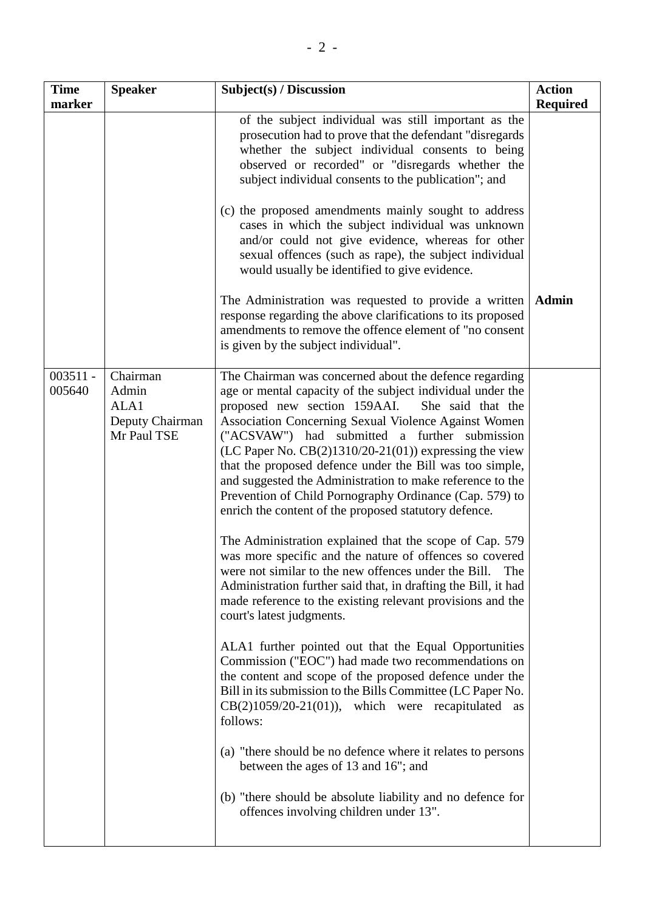| Time marker | Speaker | Subject(s) / Discussion | Action Required |
|---|---|---|---|
| | | of the subject individual was still important as the prosecution had to prove that the defendant "disregards whether the subject individual consents to being observed or recorded" or "disregards whether the subject individual consents to the publication"; and<br><br>(c) the proposed amendments mainly sought to address cases in which the subject individual was unknown and/or could not give evidence, whereas for other sexual offences (such as rape), the subject individual would usually be identified to give evidence.<br><br>The Administration was requested to provide a written response regarding the above clarifications to its proposed amendments to remove the offence element of "no consent is given by the subject individual". | <br><br><br><br><br><br><br><br><br>**Admin** |
| 003511 - 005640 | Chairman<br>Admin<br>ALA1<br>Deputy Chairman<br>Mr Paul TSE | The Chairman was concerned about the defence regarding age or mental capacity of the subject individual under the proposed new section 159AAI. She said that the Association Concerning Sexual Violence Against Women ("ACSVAW") had submitted a further submission (LC Paper No. CB(2)1310/20-21(01)) expressing the view that the proposed defence under the Bill was too simple, and suggested the Administration to make reference to the Prevention of Child Pornography Ordinance (Cap. 579) to enrich the content of the proposed statutory defence.<br><br>The Administration explained that the scope of Cap. 579 was more specific and the nature of offences so covered were not similar to the new offences under the Bill. The Administration further said that, in drafting the Bill, it had made reference to the existing relevant provisions and the court's latest judgments.<br><br>ALA1 further pointed out that the Equal Opportunities Commission ("EOC") had made two recommendations on the content and scope of the proposed defence under the Bill in its submission to the Bills Committee (LC Paper No. CB(2)1059/20-21(01)), which were recapitulated as follows:<br><br>(a) "there should be no defence where it relates to persons between the ages of 13 and 16"; and<br><br>(b) "there should be absolute liability and no defence for offences involving children under 13". | |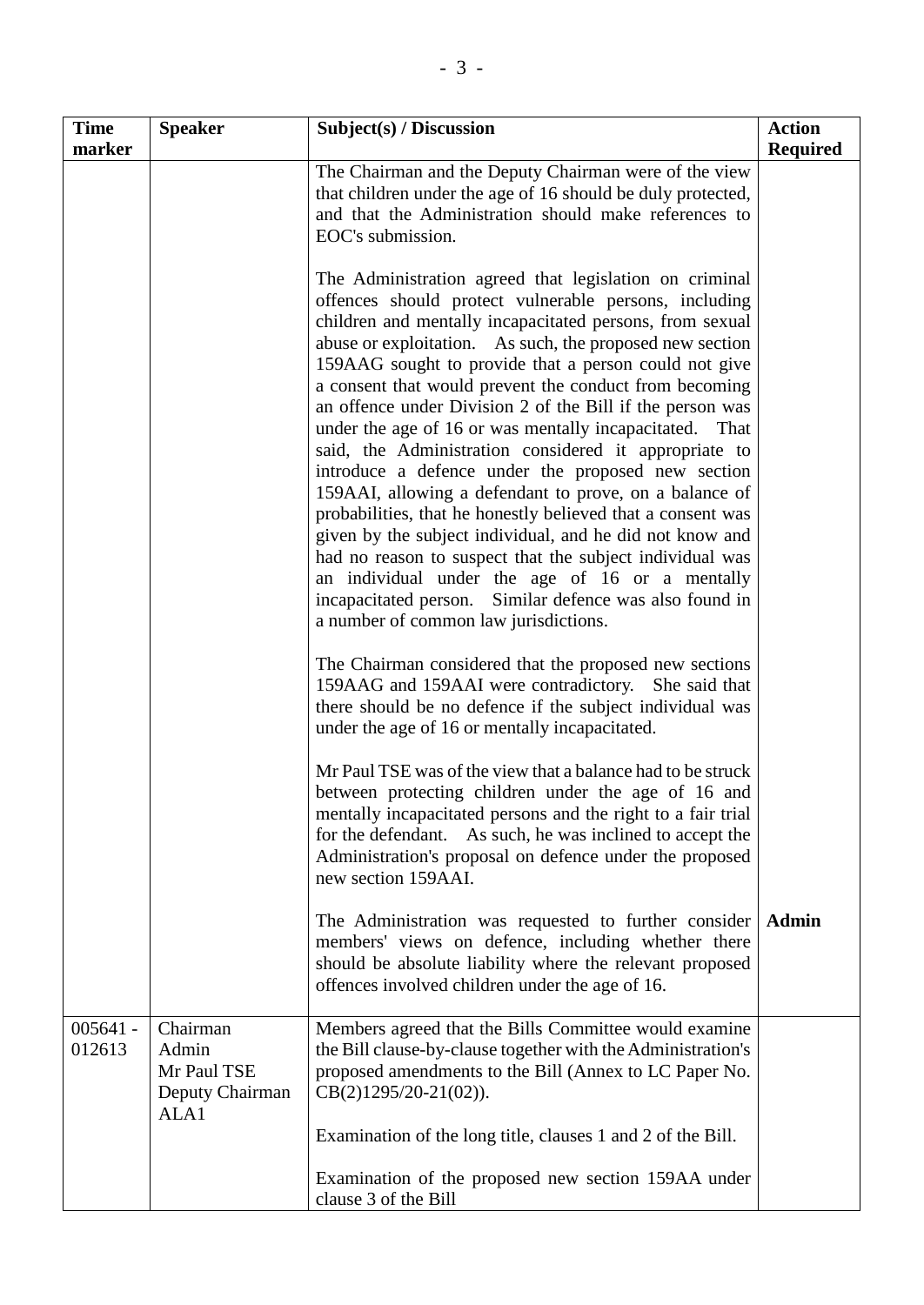| Time marker | Speaker | Subject(s) / Discussion | Action Required |
|---|---|---|---|
| | | The Chairman and the Deputy Chairman were of the view that children under the age of 16 should be duly protected, and that the Administration should make references to EOC's submission.<br><br>The Administration agreed that legislation on criminal offences should protect vulnerable persons, including children and mentally incapacitated persons, from sexual abuse or exploitation. As such, the proposed new section 159AAG sought to provide that a person could not give a consent that would prevent the conduct from becoming an offence under Division 2 of the Bill if the person was under the age of 16 or was mentally incapacitated. That said, the Administration considered it appropriate to introduce a defence under the proposed new section 159AAI, allowing a defendant to prove, on a balance of probabilities, that he honestly believed that a consent was given by the subject individual, and he did not know and had no reason to suspect that the subject individual was an individual under the age of 16 or a mentally incapacitated person. Similar defence was also found in a number of common law jurisdictions.<br><br>The Chairman considered that the proposed new sections 159AAG and 159AAI were contradictory. She said that there should be no defence if the subject individual was under the age of 16 or mentally incapacitated.<br><br>Mr Paul TSE was of the view that a balance had to be struck between protecting children under the age of 16 and mentally incapacitated persons and the right to a fair trial for the defendant. As such, he was inclined to accept the Administration's proposal on defence under the proposed new section 159AAI.<br><br>The Administration was requested to further consider members' views on defence, including whether there should be absolute liability where the relevant proposed offences involved children under the age of 16. | <br><br><br><br><br><br><br><br><br><br><br><br><br><br><br><br><br><br><br><br><br><br><br><br><br><br><br><br><br><br><br>**Admin** |
| 005641 - 012613 | Chairman<br>Admin<br>Mr Paul TSE<br>Deputy Chairman<br>ALA1 | Members agreed that the Bills Committee would examine the Bill clause-by-clause together with the Administration's proposed amendments to the Bill (Annex to LC Paper No. CB(2)1295/20-21(02)).<br><br>Examination of the long title, clauses 1 and 2 of the Bill.<br><br>Examination of the proposed new section 159AA under clause 3 of the Bill | |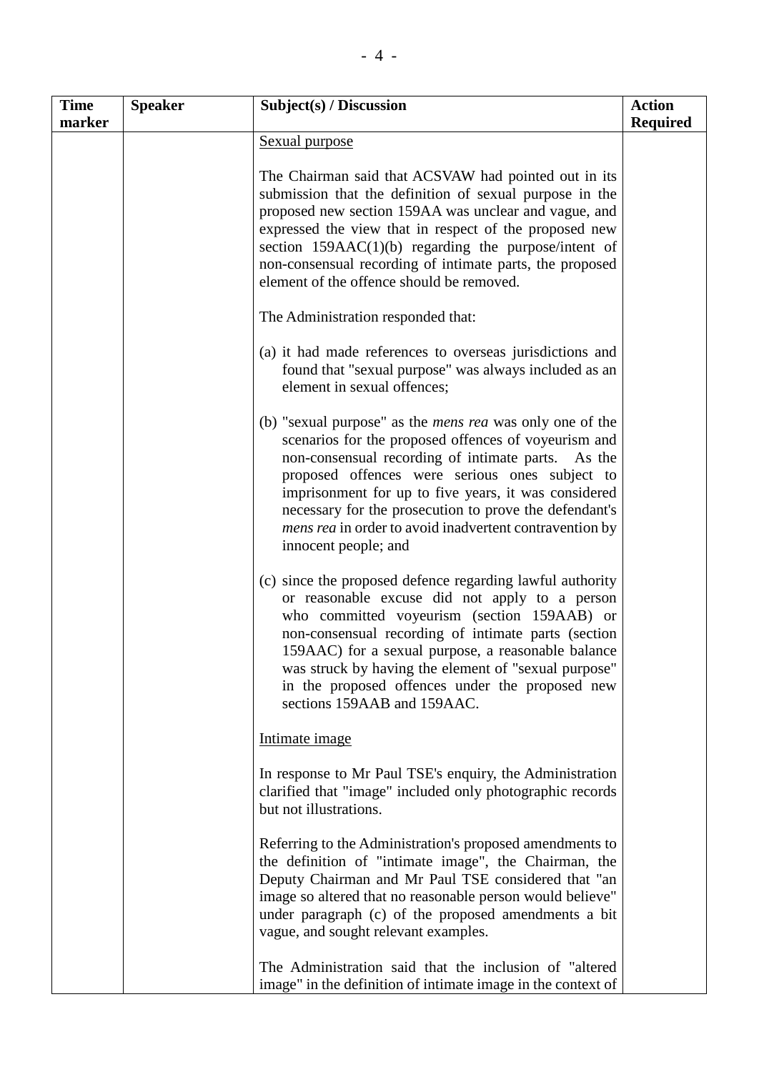| Time marker | Speaker | Subject(s) / Discussion | Action Required |
|---|---|---|---|
| | | Sexual purpose<br><br>The Chairman said that ACSVAW had pointed out in its submission that the definition of sexual purpose in the proposed new section 159AA was unclear and vague, and expressed the view that in respect of the proposed new section 159AAC(1)(b) regarding the purpose/intent of non-consensual recording of intimate parts, the proposed element of the offence should be removed.<br><br>The Administration responded that:<br><br>(a) it had made references to overseas jurisdictions and found that "sexual purpose" was always included as an element in sexual offences;<br><br>(b) "sexual purpose" as the *mens rea* was only one of the scenarios for the proposed offences of voyeurism and non-consensual recording of intimate parts. As the proposed offences were serious ones subject to imprisonment for up to five years, it was considered necessary for the prosecution to prove the defendant's *mens rea* in order to avoid inadvertent contravention by innocent people; and<br><br>(c) since the proposed defence regarding lawful authority or reasonable excuse did not apply to a person who committed voyeurism (section 159AAB) or non-consensual recording of intimate parts (section 159AAC) for a sexual purpose, a reasonable balance was struck by having the element of "sexual purpose" in the proposed offences under the proposed new sections 159AAB and 159AAC.<br><br>Intimate image<br><br>In response to Mr Paul TSE's enquiry, the Administration clarified that "image" included only photographic records but not illustrations.<br><br>Referring to the Administration's proposed amendments to the definition of "intimate image", the Chairman, the Deputy Chairman and Mr Paul TSE considered that "an image so altered that no reasonable person would believe" under paragraph (c) of the proposed amendments a bit vague, and sought relevant examples.<br><br>The Administration said that the inclusion of "altered image" in the definition of intimate image in the context of | |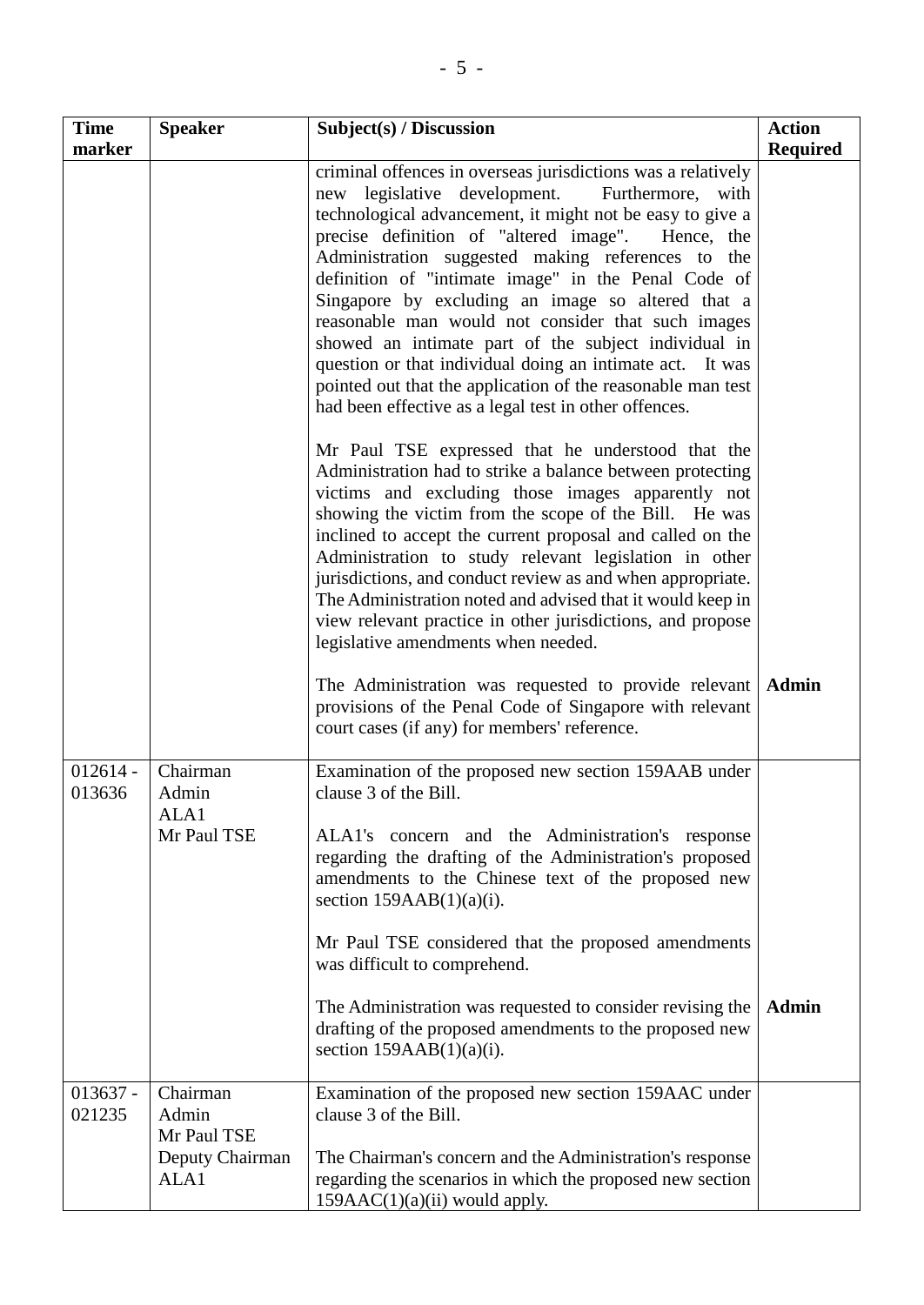| Time marker | Speaker | Subject(s) / Discussion | Action Required |
|---|---|---|---|
| | | criminal offences in overseas jurisdictions was a relatively new legislative development. Furthermore, with technological advancement, it might not be easy to give a precise definition of "altered image". Hence, the Administration suggested making references to the definition of "intimate image" in the Penal Code of Singapore by excluding an image so altered that a reasonable man would not consider that such images showed an intimate part of the subject individual in question or that individual doing an intimate act. It was pointed out that the application of the reasonable man test had been effective as a legal test in other offences.<br><br>Mr Paul TSE expressed that he understood that the Administration had to strike a balance between protecting victims and excluding those images apparently not showing the victim from the scope of the Bill. He was inclined to accept the current proposal and called on the Administration to study relevant legislation in other jurisdictions, and conduct review as and when appropriate. The Administration noted and advised that it would keep in view relevant practice in other jurisdictions, and propose legislative amendments when needed.<br><br>The Administration was requested to provide relevant provisions of the Penal Code of Singapore with relevant court cases (if any) for members' reference. | **Admin** |
| 012614 - 013636 | Chairman<br>Admin<br>ALA1<br>Mr Paul TSE | Examination of the proposed new section 159AAB under clause 3 of the Bill.<br><br>ALA1's concern and the Administration's response regarding the drafting of the Administration's proposed amendments to the Chinese text of the proposed new section 159AAB(1)(a)(i).<br><br>Mr Paul TSE considered that the proposed amendments was difficult to comprehend.<br><br>The Administration was requested to consider revising the drafting of the proposed amendments to the proposed new section 159AAB(1)(a)(i). | **Admin** |
| 013637 - 021235 | Chairman<br>Admin<br>Mr Paul TSE<br>Deputy Chairman<br>ALA1 | Examination of the proposed new section 159AAC under clause 3 of the Bill.<br><br>The Chairman's concern and the Administration's response regarding the scenarios in which the proposed new section 159AAC(1)(a)(ii) would apply. | |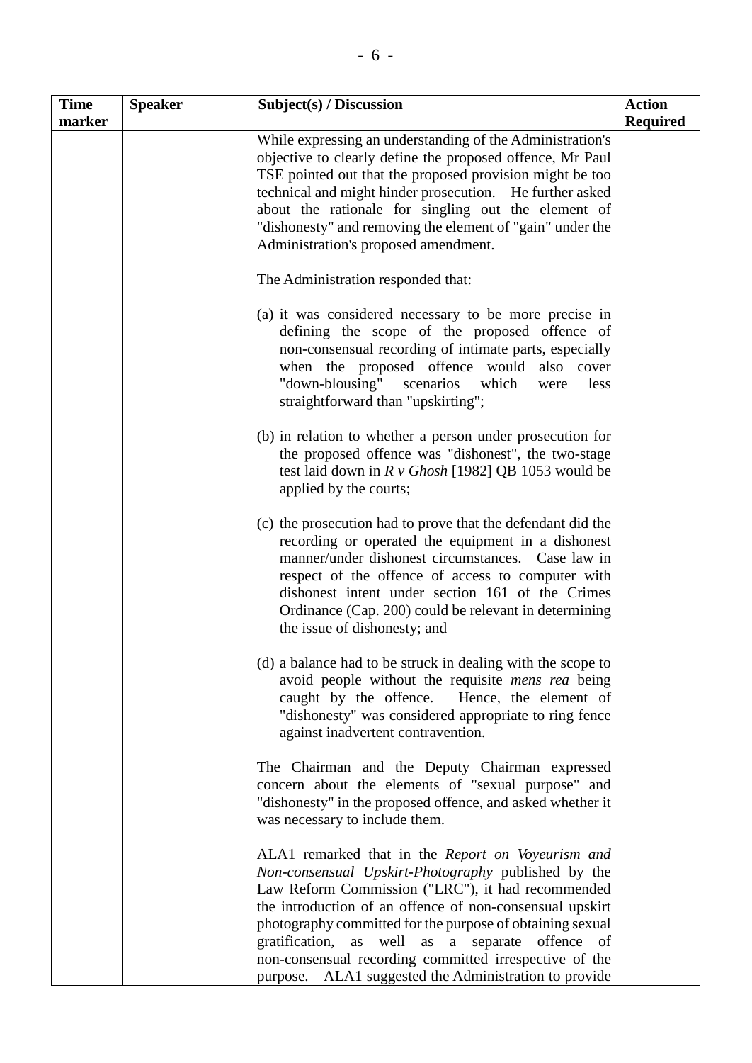| Time marker | Speaker | Subject(s) / Discussion | Action Required |
|---|---|---|---|
| | | While expressing an understanding of the Administration's objective to clearly define the proposed offence, Mr Paul TSE pointed out that the proposed provision might be too technical and might hinder prosecution. He further asked about the rationale for singling out the element of "dishonesty" and removing the element of "gain" under the Administration's proposed amendment.<br><br>The Administration responded that:<br><br>(a) it was considered necessary to be more precise in defining the scope of the proposed offence of non-consensual recording of intimate parts, especially when the proposed offence would also cover "down-blousing" scenarios which were less straightforward than "upskirting";<br><br>(b) in relation to whether a person under prosecution for the proposed offence was "dishonest", the two-stage test laid down in *R v Ghosh* [1982] QB 1053 would be applied by the courts;<br><br>(c) the prosecution had to prove that the defendant did the recording or operated the equipment in a dishonest manner/under dishonest circumstances. Case law in respect of the offence of access to computer with dishonest intent under section 161 of the Crimes Ordinance (Cap. 200) could be relevant in determining the issue of dishonesty; and<br><br>(d) a balance had to be struck in dealing with the scope to avoid people without the requisite *mens rea* being caught by the offence. Hence, the element of "dishonesty" was considered appropriate to ring fence against inadvertent contravention.<br><br>The Chairman and the Deputy Chairman expressed concern about the elements of "sexual purpose" and "dishonesty" in the proposed offence, and asked whether it was necessary to include them.<br><br>ALA1 remarked that in the *Report on Voyeurism and Non-consensual Upskirt-Photography* published by the Law Reform Commission ("LRC"), it had recommended the introduction of an offence of non-consensual upskirt photography committed for the purpose of obtaining sexual gratification, as well as a separate offence of non-consensual recording committed irrespective of the purpose. ALA1 suggested the Administration to provide | |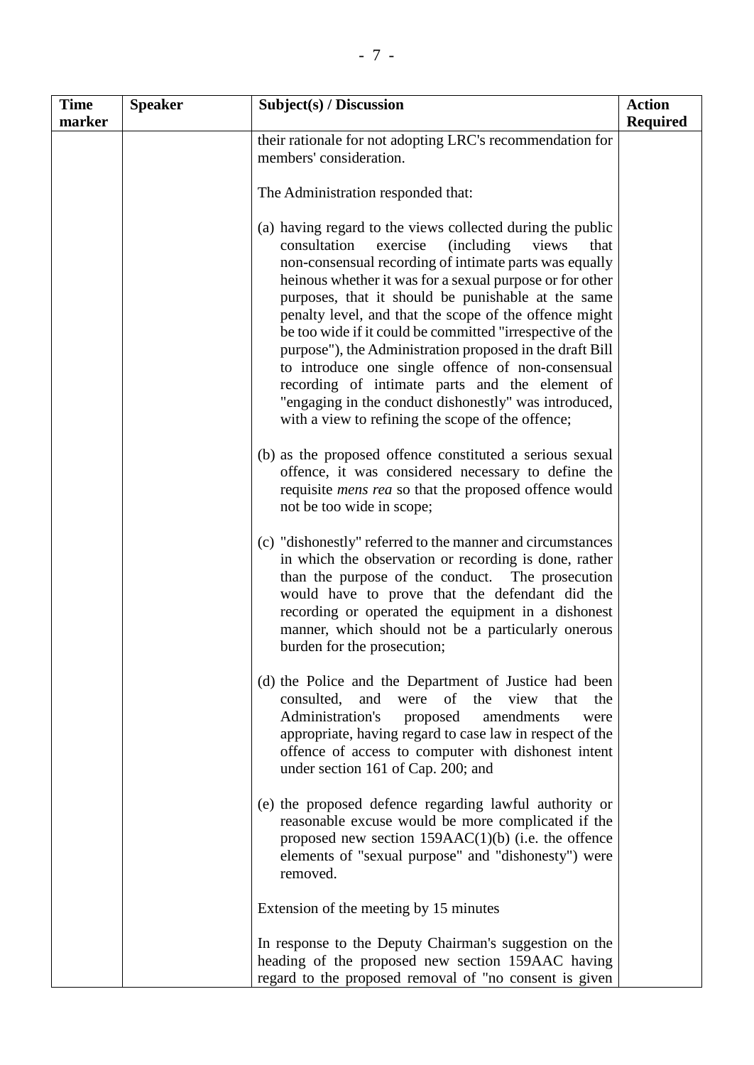| Time marker | Speaker | Subject(s) / Discussion | Action Required |
|---|---|---|---|
| | | their rationale for not adopting LRC's recommendation for members' consideration.<br><br>The Administration responded that:<br><br>(a) having regard to the views collected during the public consultation exercise (including views that non-consensual recording of intimate parts was equally heinous whether it was for a sexual purpose or for other purposes, that it should be punishable at the same penalty level, and that the scope of the offence might be too wide if it could be committed "irrespective of the purpose"), the Administration proposed in the draft Bill to introduce one single offence of non-consensual recording of intimate parts and the element of "engaging in the conduct dishonestly" was introduced, with a view to refining the scope of the offence;<br><br>(b) as the proposed offence constituted a serious sexual offence, it was considered necessary to define the requisite *mens rea* so that the proposed offence would not be too wide in scope;<br><br>(c) "dishonestly" referred to the manner and circumstances in which the observation or recording is done, rather than the purpose of the conduct. The prosecution would have to prove that the defendant did the recording or operated the equipment in a dishonest manner, which should not be a particularly onerous burden for the prosecution;<br><br>(d) the Police and the Department of Justice had been consulted, and were of the view that the Administration's proposed amendments were appropriate, having regard to case law in respect of the offence of access to computer with dishonest intent under section 161 of Cap. 200; and<br><br>(e) the proposed defence regarding lawful authority or reasonable excuse would be more complicated if the proposed new section 159AAC(1)(b) (i.e. the offence elements of "sexual purpose" and "dishonesty") were removed.<br><br>Extension of the meeting by 15 minutes<br><br>In response to the Deputy Chairman's suggestion on the heading of the proposed new section 159AAC having regard to the proposed removal of "no consent is given | |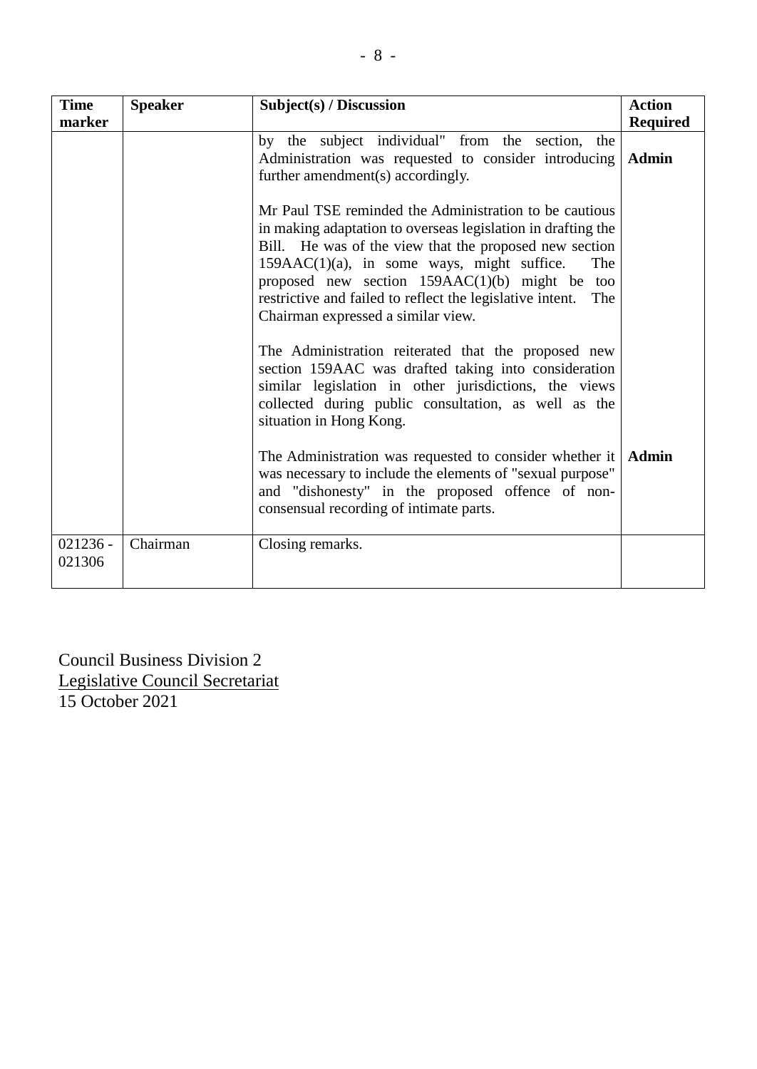| Time marker | Speaker | Subject(s) / Discussion | Action Required |
|---|---|---|---|
| | | by the subject individual" from the section, the Administration was requested to consider introducing further amendment(s) accordingly.<br><br>Mr Paul TSE reminded the Administration to be cautious in making adaptation to overseas legislation in drafting the Bill. He was of the view that the proposed new section 159AAC(1)(a), in some ways, might suffice. The proposed new section 159AAC(1)(b) might be too restrictive and failed to reflect the legislative intent. The Chairman expressed a similar view.<br><br>The Administration reiterated that the proposed new section 159AAC was drafted taking into consideration similar legislation in other jurisdictions, the views collected during public consultation, as well as the situation in Hong Kong.<br><br>The Administration was requested to consider whether it was necessary to include the elements of "sexual purpose" and "dishonesty" in the proposed offence of non-consensual recording of intimate parts. | **Admin**<br><br><br><br><br><br><br><br><br><br><br><br><br>**Admin** |
| 021236 - 021306 | Chairman | Closing remarks. | |

Council Business Division 2
Legislative Council Secretariat
15 October 2021